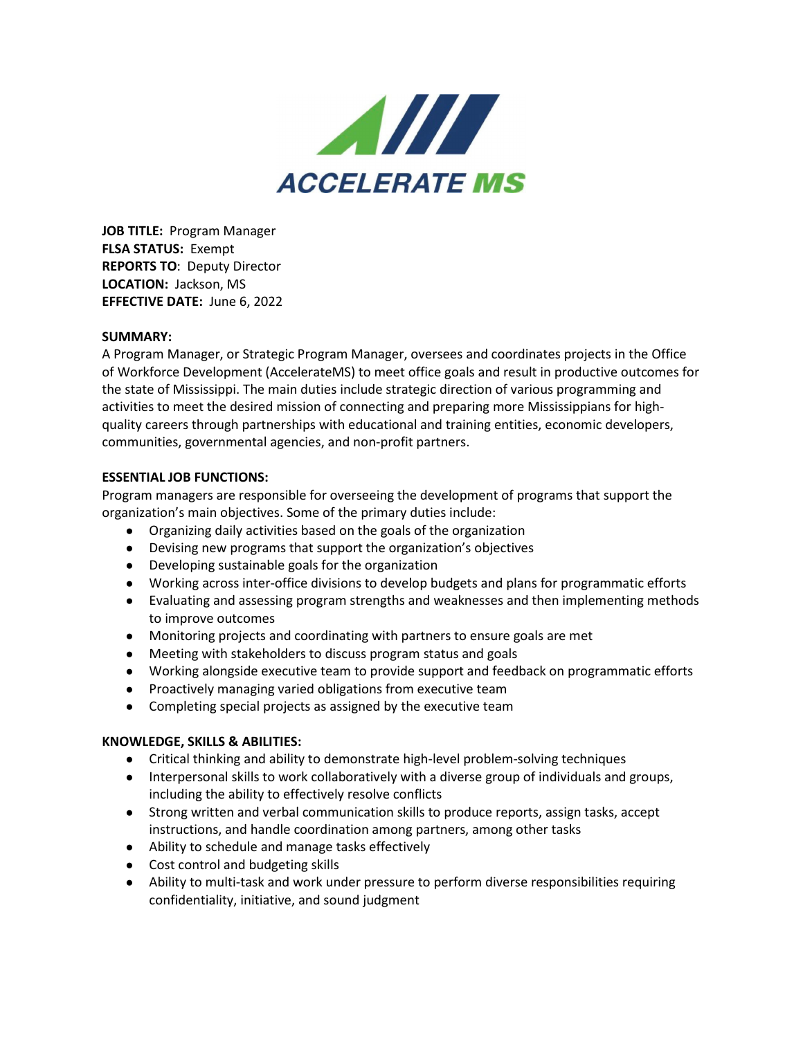**JOB TITLE:** Program Manager
**FLSA STATUS:** Exempt
**REPORTS TO**: Deputy Director
**LOCATION:** Jackson, MS
**EFFECTIVE DATE:** June 6, 2022

**SUMMARY:**

A Program Manager, or Strategic Program Manager, oversees and coordinates projects in the Office of Workforce Development (AccelerateMS) to meet office goals and result in productive outcomes for the state of Mississippi. The main duties include strategic direction of various programming and activities to meet the desired mission of connecting and preparing more Mississippians for high-quality careers through partnerships with educational and training entities, economic developers, communities, governmental agencies, and non-profit partners.

**ESSENTIAL JOB FUNCTIONS:**

Program managers are responsible for overseeing the development of programs that support the organization's main objectives. Some of the primary duties include:

- Organizing daily activities based on the goals of the organization
- Devising new programs that support the organization's objectives
- Developing sustainable goals for the organization
- Working across inter-office divisions to develop budgets and plans for programmatic efforts
- Evaluating and assessing program strengths and weaknesses and then implementing methods to improve outcomes
- Monitoring projects and coordinating with partners to ensure goals are met
- Meeting with stakeholders to discuss program status and goals
- Working alongside executive team to provide support and feedback on programmatic efforts
- Proactively managing varied obligations from executive team
- Completing special projects as assigned by the executive team

**KNOWLEDGE, SKILLS & ABILITIES:**

- Critical thinking and ability to demonstrate high-level problem-solving techniques
- Interpersonal skills to work collaboratively with a diverse group of individuals and groups, including the ability to effectively resolve conflicts
- Strong written and verbal communication skills to produce reports, assign tasks, accept instructions, and handle coordination among partners, among other tasks
- Ability to schedule and manage tasks effectively
- Cost control and budgeting skills
- Ability to multi-task and work under pressure to perform diverse responsibilities requiring confidentiality, initiative, and sound judgment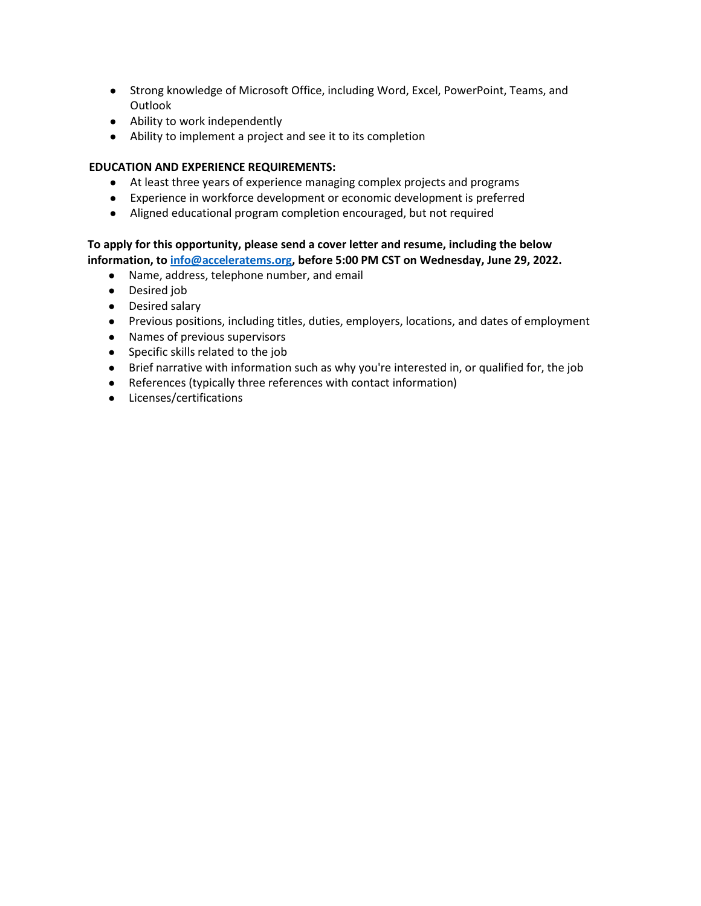- Strong knowledge of Microsoft Office, including Word, Excel, PowerPoint, Teams, and Outlook
- Ability to work independently
- Ability to implement a project and see it to its completion

**EDUCATION AND EXPERIENCE REQUIREMENTS:**

- At least three years of experience managing complex projects and programs
- Experience in workforce development or economic development is preferred
- Aligned educational program completion encouraged, but not required

**To apply for this opportunity, please send a cover letter and resume, including the below information, to [info@acceleratems.org](mailto:info@acceleratems.org), before 5:00 PM CST on Wednesday, June 29, 2022.**

- Name, address, telephone number, and email
- Desired job
- Desired salary
- Previous positions, including titles, duties, employers, locations, and dates of employment
- Names of previous supervisors
- Specific skills related to the job
- Brief narrative with information such as why you're interested in, or qualified for, the job
- References (typically three references with contact information)
- Licenses/certifications